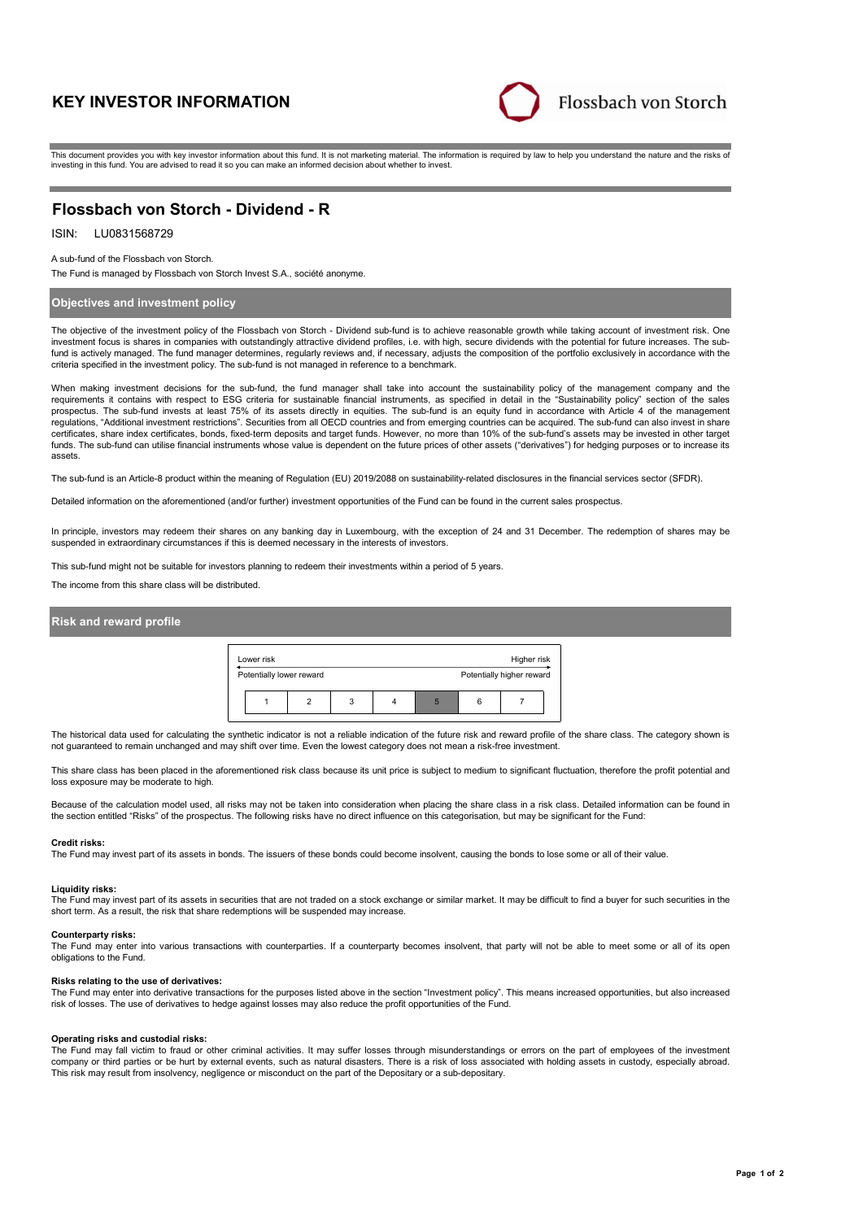# KEY INVESTOR INFORMATION

Flossbach von Storch

This document provides you with key investor information about this fund. It is not marketing material. The information is required by law to help you understand the nature and the risks of investing in this fund. You are advised to read it so you can make an informed decision about whether to invest.

## Flossbach von Storch - Dividend - R

ISIN: LU0831568729

A sub-fund of the Flossbach von Storch.

The Fund is managed by Flossbach von Storch Invest S.A., société anonyme.

### Objectives and investment policy

The objective of the investment policy of the Flossbach von Storch - Dividend sub-fund is to achieve reasonable growth while taking account of investment risk. One investment focus is shares in companies with outstandingly attractive dividend profiles, i.e. with high, secure dividends with the potential for future increases. The sub-fund is actively managed. The fund manager determines, regularly reviews and, if necessary, adjusts the composition of the portfolio exclusively in accordance with the criteria specified in the investment policy. The sub-fund is not managed in reference to a benchmark.

When making investment decisions for the sub-fund, the fund manager shall take into account the sustainability policy of the management company and the requirements it contains with respect to ESG criteria for sustainable financial instruments, as specified in detail in the "Sustainability policy" section of the sales prospectus. The sub-fund invests at least 75% of its assets directly in equities. The sub-fund is an equity fund in accordance with Article 4 of the management regulations, "Additional investment restrictions". Securities from all OECD countries and from emerging countries can be acquired. The sub-fund can also invest in share certificates, share index certificates, bonds, fixed-term deposits and target funds. However, no more than 10% of the sub-fund's assets may be invested in other target funds. The sub-fund can utilise financial instruments whose value is dependent on the future prices of other assets ("derivatives") for hedging purposes or to increase its assets.

The sub-fund is an Article-8 product within the meaning of Regulation (EU) 2019/2088 on sustainability-related disclosures in the financial services sector (SFDR).

Detailed information on the aforementioned (and/or further) investment opportunities of the Fund can be found in the current sales prospectus.

In principle, investors may redeem their shares on any banking day in Luxembourg, with the exception of 24 and 31 December. The redemption of shares may be suspended in extraordinary circumstances if this is deemed necessary in the interests of investors.

This sub-fund might not be suitable for investors planning to redeem their investments within a period of 5 years.

The income from this share class will be distributed.

### Risk and reward profile

| Lower risk | | | | | | Higher risk |
|---|---|---|---|---|---|---|
| Potentially lower reward | | | | | | Potentially higher reward |
| 1 | 2 | 3 | 4 | **5** | 6 | 7 |

The historical data used for calculating the synthetic indicator is not a reliable indication of the future risk and reward profile of the share class. The category shown is not guaranteed to remain unchanged and may shift over time. Even the lowest category does not mean a risk-free investment.

This share class has been placed in the aforementioned risk class because its unit price is subject to medium to significant fluctuation, therefore the profit potential and loss exposure may be moderate to high.

Because of the calculation model used, all risks may not be taken into consideration when placing the share class in a risk class. Detailed information can be found in the section entitled "Risks" of the prospectus. The following risks have no direct influence on this categorisation, but may be significant for the Fund:

**Credit risks:**
The Fund may invest part of its assets in bonds. The issuers of these bonds could become insolvent, causing the bonds to lose some or all of their value.

**Liquidity risks:**
The Fund may invest part of its assets in securities that are not traded on a stock exchange or similar market. It may be difficult to find a buyer for such securities in the short term. As a result, the risk that share redemptions will be suspended may increase.

**Counterparty risks:**
The Fund may enter into various transactions with counterparties. If a counterparty becomes insolvent, that party will not be able to meet some or all of its open obligations to the Fund.

**Risks relating to the use of derivatives:**
The Fund may enter into derivative transactions for the purposes listed above in the section "Investment policy". This means increased opportunities, but also increased risk of losses. The use of derivatives to hedge against losses may also reduce the profit opportunities of the Fund.

**Operating risks and custodial risks:**
The Fund may fall victim to fraud or other criminal activities. It may suffer losses through misunderstandings or errors on the part of employees of the investment company or third parties or be hurt by external events, such as natural disasters. There is a risk of loss associated with holding assets in custody, especially abroad. This risk may result from insolvency, negligence or misconduct on the part of the Depositary or a sub-depositary.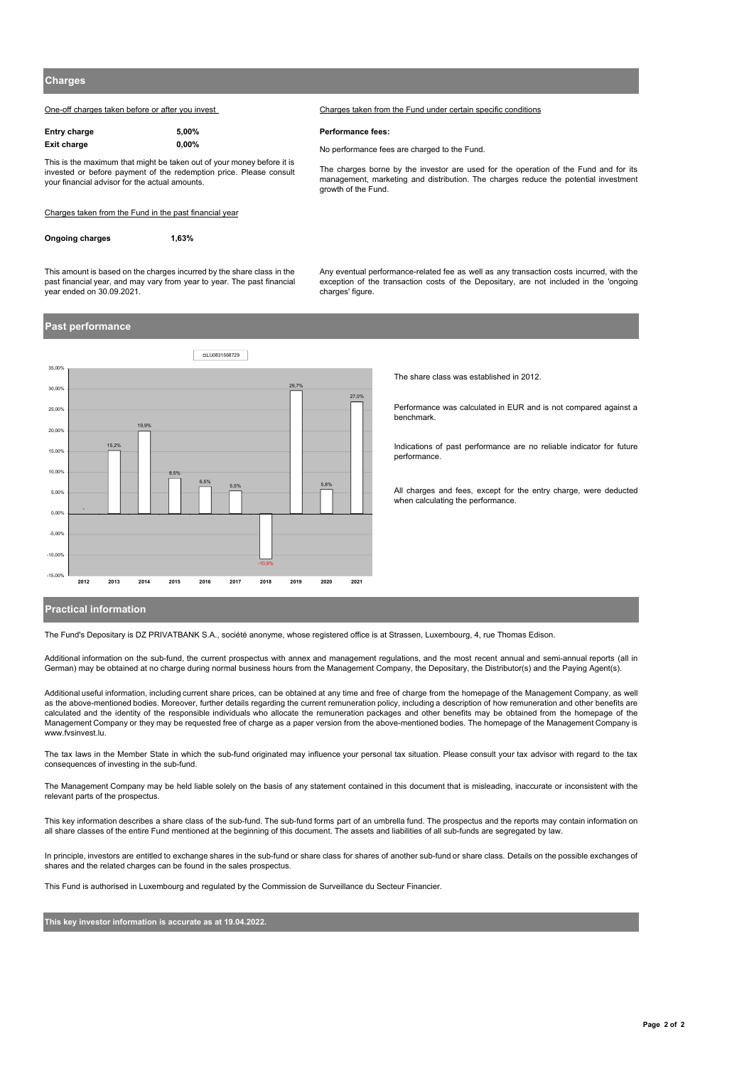## Charges

One-off charges taken before or after you invest

| | |
|---|---|
| **Entry charge** | **5,00%** |
| **Exit charge** | **0,00%** |

This is the maximum that might be taken out of your money before it is invested or before payment of the redemption price. Please consult your financial advisor for the actual amounts.

Charges taken from the Fund in the past financial year

| | |
|---|---|
| **Ongoing charges** | **1,63%** |

This amount is based on the charges incurred by the share class in the past financial year, and may vary from year to year. The past financial year ended on 30.09.2021.

Charges taken from the Fund under certain specific conditions

**Performance fees:**

No performance fees are charged to the Fund.

The charges borne by the investor are used for the operation of the Fund and for its management, marketing and distribution. The charges reduce the potential investment growth of the Fund.

Any eventual performance-related fee as well as any transaction costs incurred, with the exception of the transaction costs of the Depositary, are not included in the 'ongoing charges' figure.

## Past performance

LU0831568729

35,00%
30,00%
25,00%
20,00%
15,00%
10,00%
5,00%
0,00%
-5,00%
-10,00%
-15,00%

2012: -
2013: 15,2%
2014: 19,9%
2015: 8,5%
2016: 6,5%
2017: 5,5%
2018: -10,9%
2019: 29,7%
2020: 5,8%
2021: 27,0%

The share class was established in 2012.

Performance was calculated in EUR and is not compared against a benchmark.

Indications of past performance are no reliable indicator for future performance.

All charges and fees, except for the entry charge, were deducted when calculating the performance.

## Practical information

The Fund's Depositary is DZ PRIVATBANK S.A., société anonyme, whose registered office is at Strassen, Luxembourg, 4, rue Thomas Edison.

Additional information on the sub-fund, the current prospectus with annex and management regulations, and the most recent annual and semi-annual reports (all in German) may be obtained at no charge during normal business hours from the Management Company, the Depositary, the Distributor(s) and the Paying Agent(s).

Additional useful information, including current share prices, can be obtained at any time and free of charge from the homepage of the Management Company, as well as the above-mentioned bodies. Moreover, further details regarding the current remuneration policy, including a description of how remuneration and other benefits are calculated and the identity of the responsible individuals who allocate the remuneration packages and other benefits may be obtained from the homepage of the Management Company or they may be requested free of charge as a paper version from the above-mentioned bodies. The homepage of the Management Company is www.fvsinvest.lu.

The tax laws in the Member State in which the sub-fund originated may influence your personal tax situation. Please consult your tax advisor with regard to the tax consequences of investing in the sub-fund.

The Management Company may be held liable solely on the basis of any statement contained in this document that is misleading, inaccurate or inconsistent with the relevant parts of the prospectus.

This key information describes a share class of the sub-fund. The sub-fund forms part of an umbrella fund. The prospectus and the reports may contain information on all share classes of the entire Fund mentioned at the beginning of this document. The assets and liabilities of all sub-funds are segregated by law.

In principle, investors are entitled to exchange shares in the sub-fund or share class for shares of another sub-fund or share class. Details on the possible exchanges of shares and the related charges can be found in the sales prospectus.

This Fund is authorised in Luxembourg and regulated by the Commission de Surveillance du Secteur Financier.

**This key investor information is accurate as at 19.04.2022.**